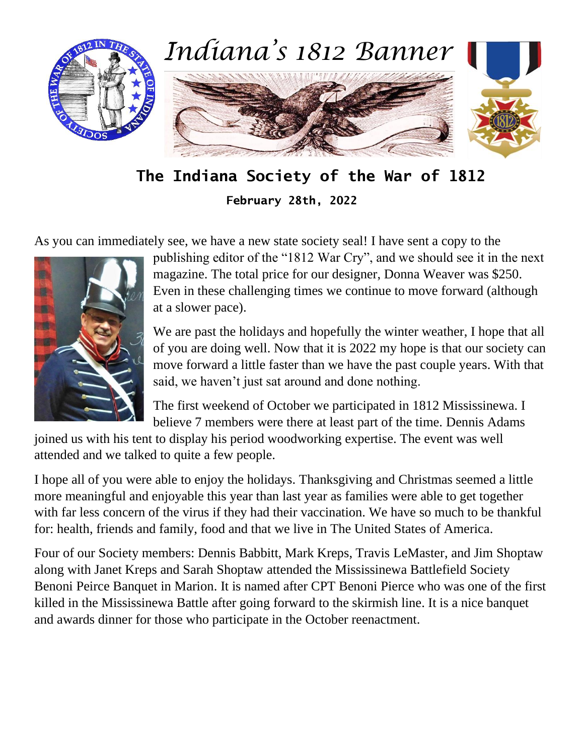# Indiana's 1812 Banner

## The Indiana Society of the War of 1812

**February 28th, 2022**

As you can immediately see, we have a new state society seal! I have sent a copy to the publishing editor of the "1812 War Cry", and we should see it in the next magazine. The total price for our designer, Donna Weaver was $250. Even in these challenging times we continue to move forward (although at a slower pace).

We are past the holidays and hopefully the winter weather, I hope that all of you are doing well. Now that it is 2022 my hope is that our society can move forward a little faster than we have the past couple years. With that said, we haven't just sat around and done nothing.

The first weekend of October we participated in 1812 Mississinewa. I believe 7 members were there at least part of the time. Dennis Adams joined us with his tent to display his period woodworking expertise. The event was well attended and we talked to quite a few people.

I hope all of you were able to enjoy the holidays. Thanksgiving and Christmas seemed a little more meaningful and enjoyable this year than last year as families were able to get together with far less concern of the virus if they had their vaccination. We have so much to be thankful for: health, friends and family, food and that we live in The United States of America.

Four of our Society members: Dennis Babbitt, Mark Kreps, Travis LeMaster, and Jim Shoptaw along with Janet Kreps and Sarah Shoptaw attended the Mississinewa Battlefield Society Benoni Peirce Banquet in Marion. It is named after CPT Benoni Pierce who was one of the first killed in the Mississinewa Battle after going forward to the skirmish line. It is a nice banquet and awards dinner for those who participate in the October reenactment.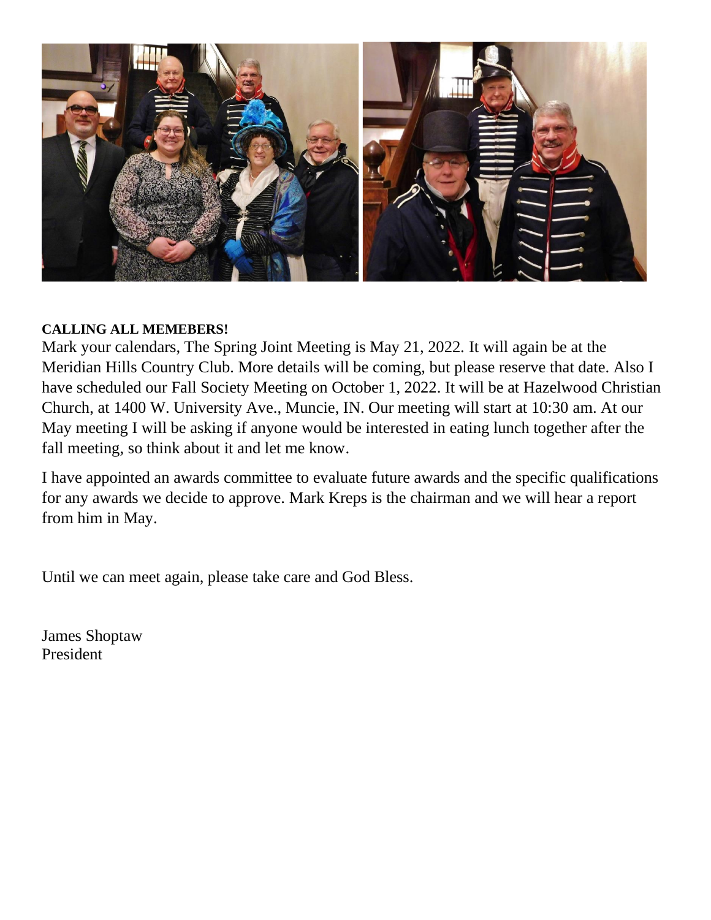**CALLING ALL MEMEBERS!**

Mark your calendars, The Spring Joint Meeting is May 21, 2022. It will again be at the Meridian Hills Country Club. More details will be coming, but please reserve that date. Also I have scheduled our Fall Society Meeting on October 1, 2022. It will be at Hazelwood Christian Church, at 1400 W. University Ave., Muncie, IN. Our meeting will start at 10:30 am. At our May meeting I will be asking if anyone would be interested in eating lunch together after the fall meeting, so think about it and let me know.

I have appointed an awards committee to evaluate future awards and the specific qualifications for any awards we decide to approve. Mark Kreps is the chairman and we will hear a report from him in May.

Until we can meet again, please take care and God Bless.

James Shoptaw
President